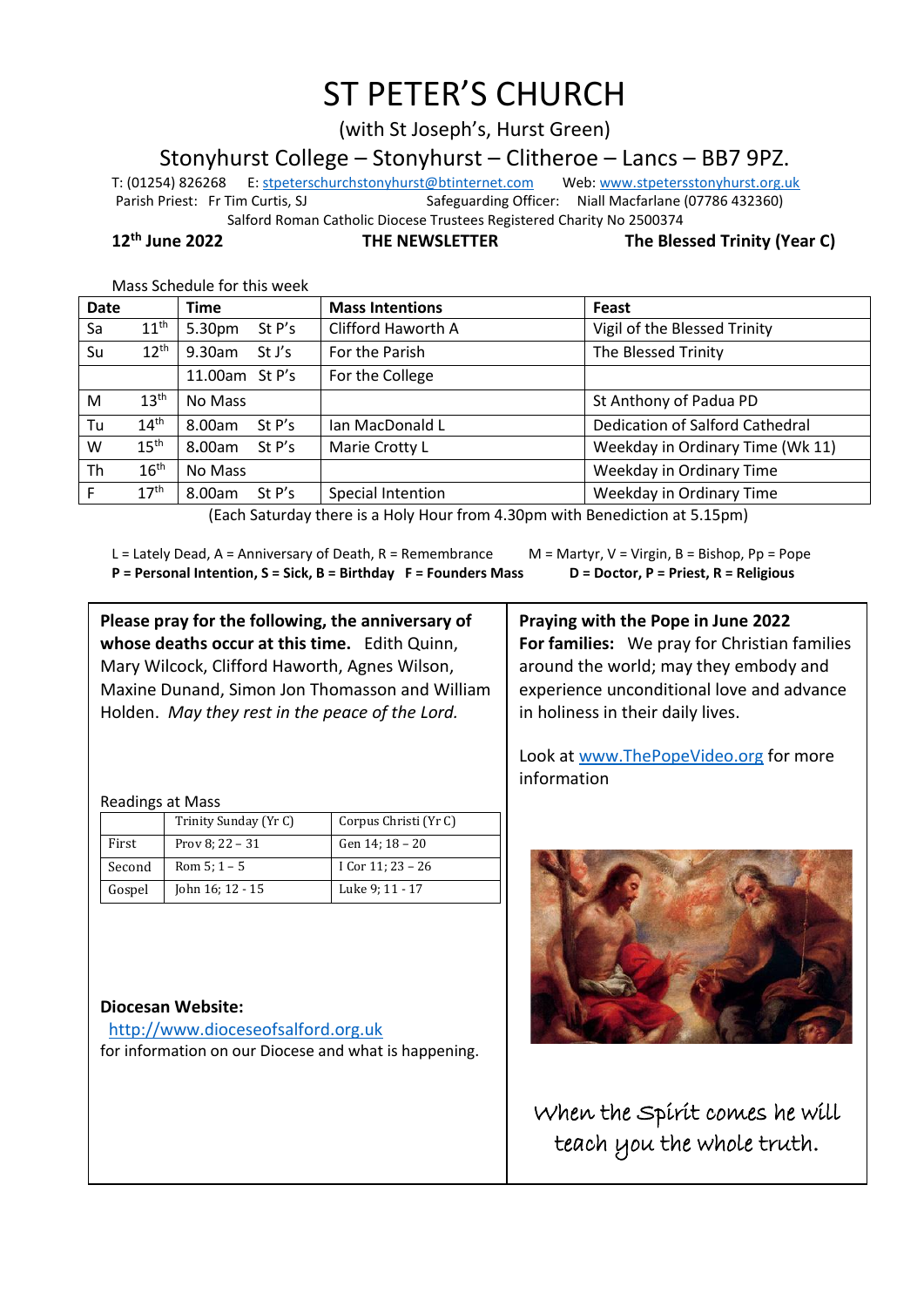# ST PETER'S CHURCH

(with St Joseph's, Hurst Green)

## Stonyhurst College – Stonyhurst – Clitheroe – Lancs – BB7 9PZ.

T: (01254) 826268 E: stpeterschurchstonyhurst@btinternet.com Web: www.stpetersstonyhurst.org.uk

Parish Priest: Fr Tim Curtis, SJ Safeguarding Officer: Niall Macfarlane (07786 432360)

Salford Roman Catholic Diocese Trustees Registered Charity No 2500374

**12th June 2022** **THE NEWSLETTER** **The Blessed Trinity (Year C)**

Mass Schedule for this week

| Date | | Time | | Mass Intentions | Feast |
|---|---|---|---|---|---|
| Sa | 11th | 5.30pm | St P's | Clifford Haworth A | Vigil of the Blessed Trinity |
| Su | 12th | 9.30am | St J's | For the Parish | The Blessed Trinity |
| | | 11.00am | St P's | For the College | |
| M | 13th | No Mass | | | St Anthony of Padua PD |
| Tu | 14th | 8.00am | St P's | Ian MacDonald L | Dedication of Salford Cathedral |
| W | 15th | 8.00am | St P's | Marie Crotty L | Weekday in Ordinary Time (Wk 11) |
| Th | 16th | No Mass | | | Weekday in Ordinary Time |
| F | 17th | 8.00am | St P's | Special Intention | Weekday in Ordinary Time |

(Each Saturday there is a Holy Hour from 4.30pm with Benediction at 5.15pm)

L = Lately Dead, A = Anniversary of Death, R = Remembrance M = Martyr, V = Virgin, B = Bishop, Pp = Pope
**P = Personal Intention, S = Sick, B = Birthday F = Founders Mass D = Doctor, P = Priest, R = Religious**

**Please pray for the following, the anniversary of whose deaths occur at this time.** Edith Quinn, Mary Wilcock, Clifford Haworth, Agnes Wilson, Maxine Dunand, Simon Jon Thomasson and William Holden. *May they rest in the peace of the Lord.*

Readings at Mass

| | Trinity Sunday (Yr C) | Corpus Christi (Yr C) |
|---|---|---|
| First | Prov 8; 22 – 31 | Gen 14; 18 – 20 |
| Second | Rom 5; 1 – 5 | I Cor 11; 23 – 26 |
| Gospel | John 16; 12 - 15 | Luke 9; 11 - 17 |

**Diocesan Website:**
http://www.dioceseofsalford.org.uk
for information on our Diocese and what is happening.

**Praying with the Pope in June 2022**
**For families:** We pray for Christian families around the world; may they embody and experience unconditional love and advance in holiness in their daily lives.

Look at www.ThePopeVideo.org for more information

When the Spirit comes he will teach you the whole truth.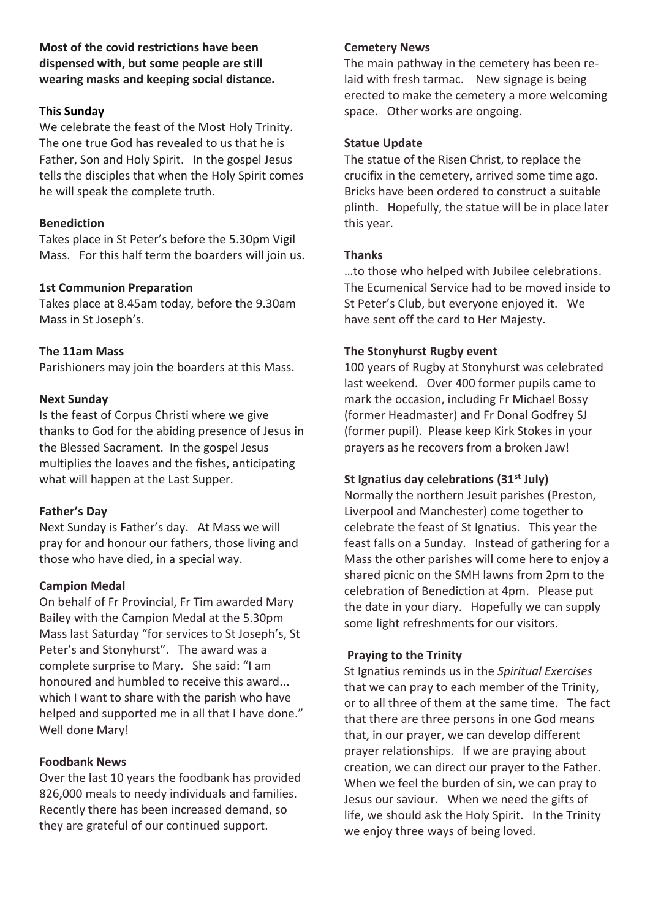**Most of the covid restrictions have been dispensed with, but some people are still wearing masks and keeping social distance.**

**This Sunday**

We celebrate the feast of the Most Holy Trinity. The one true God has revealed to us that he is Father, Son and Holy Spirit. In the gospel Jesus tells the disciples that when the Holy Spirit comes he will speak the complete truth.

**Benediction**

Takes place in St Peter's before the 5.30pm Vigil Mass. For this half term the boarders will join us.

**1st Communion Preparation**

Takes place at 8.45am today, before the 9.30am Mass in St Joseph's.

**The 11am Mass**

Parishioners may join the boarders at this Mass.

**Next Sunday**

Is the feast of Corpus Christi where we give thanks to God for the abiding presence of Jesus in the Blessed Sacrament. In the gospel Jesus multiplies the loaves and the fishes, anticipating what will happen at the Last Supper.

**Father's Day**

Next Sunday is Father's day. At Mass we will pray for and honour our fathers, those living and those who have died, in a special way.

**Campion Medal**

On behalf of Fr Provincial, Fr Tim awarded Mary Bailey with the Campion Medal at the 5.30pm Mass last Saturday "for services to St Joseph's, St Peter's and Stonyhurst". The award was a complete surprise to Mary. She said: "I am honoured and humbled to receive this award... which I want to share with the parish who have helped and supported me in all that I have done." Well done Mary!

**Foodbank News**

Over the last 10 years the foodbank has provided 826,000 meals to needy individuals and families. Recently there has been increased demand, so they are grateful of our continued support.

**Cemetery News**

The main pathway in the cemetery has been re-laid with fresh tarmac. New signage is being erected to make the cemetery a more welcoming space. Other works are ongoing.

**Statue Update**

The statue of the Risen Christ, to replace the crucifix in the cemetery, arrived some time ago. Bricks have been ordered to construct a suitable plinth. Hopefully, the statue will be in place later this year.

**Thanks**

…to those who helped with Jubilee celebrations. The Ecumenical Service had to be moved inside to St Peter's Club, but everyone enjoyed it. We have sent off the card to Her Majesty.

**The Stonyhurst Rugby event**

100 years of Rugby at Stonyhurst was celebrated last weekend. Over 400 former pupils came to mark the occasion, including Fr Michael Bossy (former Headmaster) and Fr Donal Godfrey SJ (former pupil). Please keep Kirk Stokes in your prayers as he recovers from a broken Jaw!

**St Ignatius day celebrations (31st July)**

Normally the northern Jesuit parishes (Preston, Liverpool and Manchester) come together to celebrate the feast of St Ignatius. This year the feast falls on a Sunday. Instead of gathering for a Mass the other parishes will come here to enjoy a shared picnic on the SMH lawns from 2pm to the celebration of Benediction at 4pm. Please put the date in your diary. Hopefully we can supply some light refreshments for our visitors.

**Praying to the Trinity**

St Ignatius reminds us in the *Spiritual Exercises* that we can pray to each member of the Trinity, or to all three of them at the same time. The fact that there are three persons in one God means that, in our prayer, we can develop different prayer relationships. If we are praying about creation, we can direct our prayer to the Father. When we feel the burden of sin, we can pray to Jesus our saviour. When we need the gifts of life, we should ask the Holy Spirit. In the Trinity we enjoy three ways of being loved.